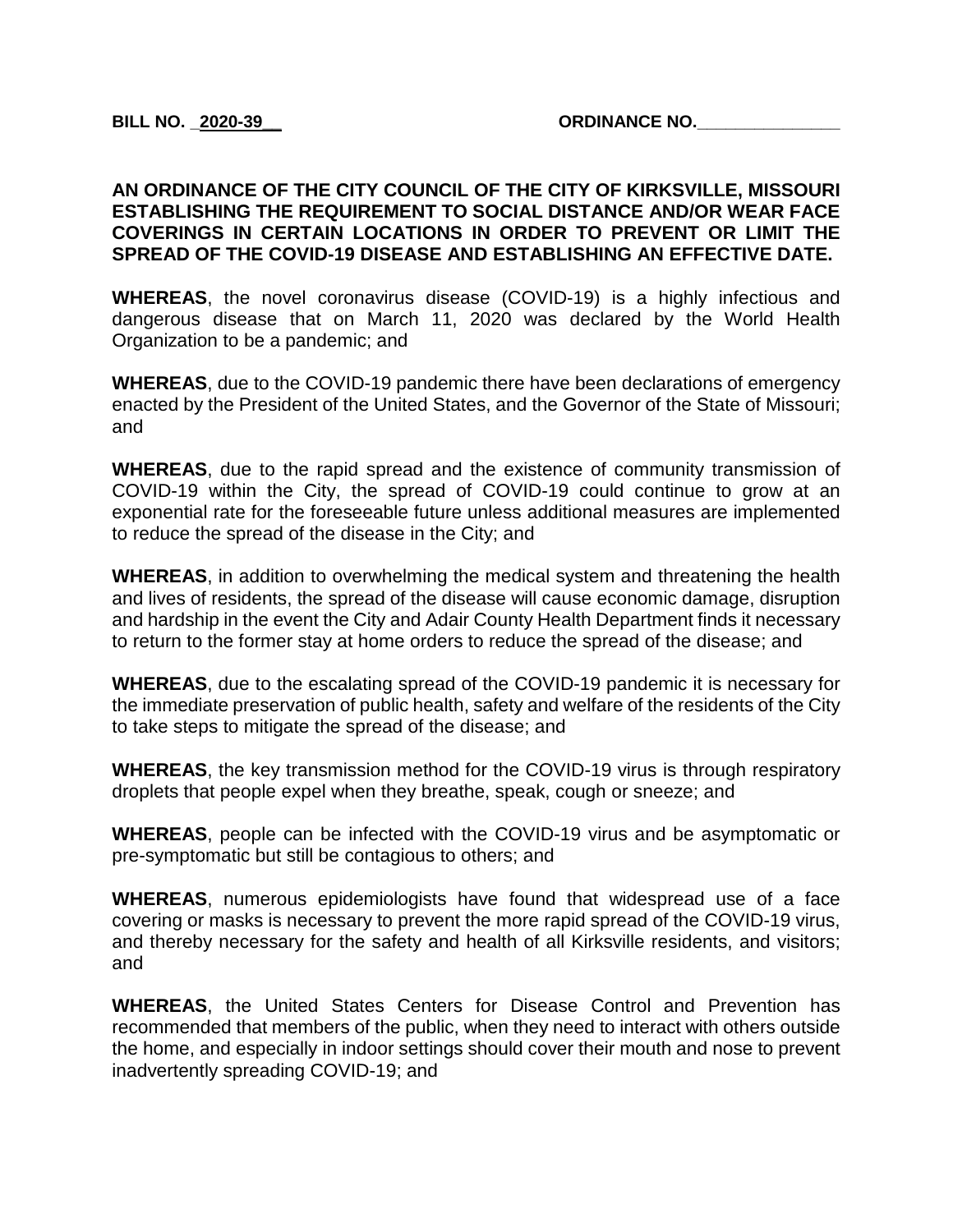**BILL NO. _2020-39__** **ORDINANCE NO.______________**

**AN ORDINANCE OF THE CITY COUNCIL OF THE CITY OF KIRKSVILLE, MISSOURI ESTABLISHING THE REQUIREMENT TO SOCIAL DISTANCE AND/OR WEAR FACE COVERINGS IN CERTAIN LOCATIONS IN ORDER TO PREVENT OR LIMIT THE SPREAD OF THE COVID-19 DISEASE AND ESTABLISHING AN EFFECTIVE DATE.**

**WHEREAS**, the novel coronavirus disease (COVID-19) is a highly infectious and dangerous disease that on March 11, 2020 was declared by the World Health Organization to be a pandemic; and

**WHEREAS**, due to the COVID-19 pandemic there have been declarations of emergency enacted by the President of the United States, and the Governor of the State of Missouri; and

**WHEREAS**, due to the rapid spread and the existence of community transmission of COVID-19 within the City, the spread of COVID-19 could continue to grow at an exponential rate for the foreseeable future unless additional measures are implemented to reduce the spread of the disease in the City; and

**WHEREAS**, in addition to overwhelming the medical system and threatening the health and lives of residents, the spread of the disease will cause economic damage, disruption and hardship in the event the City and Adair County Health Department finds it necessary to return to the former stay at home orders to reduce the spread of the disease; and

**WHEREAS**, due to the escalating spread of the COVID-19 pandemic it is necessary for the immediate preservation of public health, safety and welfare of the residents of the City to take steps to mitigate the spread of the disease; and

**WHEREAS**, the key transmission method for the COVID-19 virus is through respiratory droplets that people expel when they breathe, speak, cough or sneeze; and

**WHEREAS**, people can be infected with the COVID-19 virus and be asymptomatic or pre-symptomatic but still be contagious to others; and

**WHEREAS**, numerous epidemiologists have found that widespread use of a face covering or masks is necessary to prevent the more rapid spread of the COVID-19 virus, and thereby necessary for the safety and health of all Kirksville residents, and visitors; and

**WHEREAS**, the United States Centers for Disease Control and Prevention has recommended that members of the public, when they need to interact with others outside the home, and especially in indoor settings should cover their mouth and nose to prevent inadvertently spreading COVID-19; and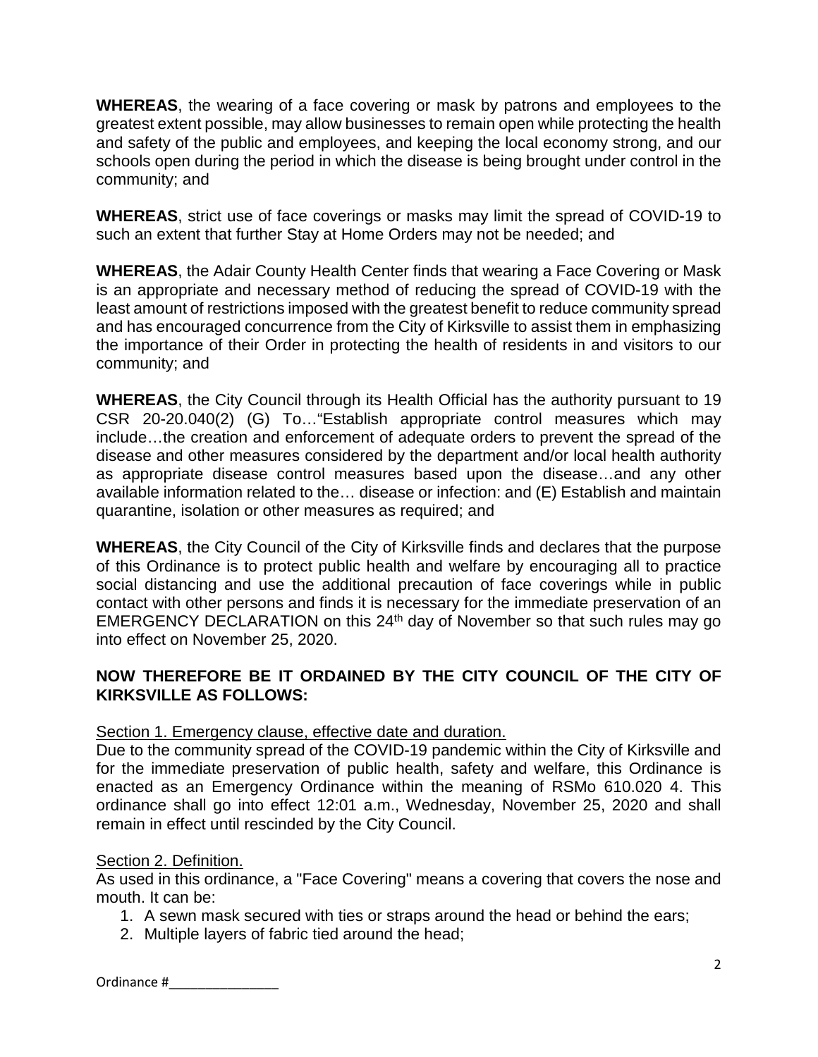**WHEREAS**, the wearing of a face covering or mask by patrons and employees to the greatest extent possible, may allow businesses to remain open while protecting the health and safety of the public and employees, and keeping the local economy strong, and our schools open during the period in which the disease is being brought under control in the community; and

**WHEREAS**, strict use of face coverings or masks may limit the spread of COVID-19 to such an extent that further Stay at Home Orders may not be needed; and

**WHEREAS**, the Adair County Health Center finds that wearing a Face Covering or Mask is an appropriate and necessary method of reducing the spread of COVID-19 with the least amount of restrictions imposed with the greatest benefit to reduce community spread and has encouraged concurrence from the City of Kirksville to assist them in emphasizing the importance of their Order in protecting the health of residents in and visitors to our community; and

**WHEREAS**, the City Council through its Health Official has the authority pursuant to 19 CSR 20-20.040(2) (G) To…"Establish appropriate control measures which may include…the creation and enforcement of adequate orders to prevent the spread of the disease and other measures considered by the department and/or local health authority as appropriate disease control measures based upon the disease…and any other available information related to the… disease or infection: and (E) Establish and maintain quarantine, isolation or other measures as required; and

**WHEREAS**, the City Council of the City of Kirksville finds and declares that the purpose of this Ordinance is to protect public health and welfare by encouraging all to practice social distancing and use the additional precaution of face coverings while in public contact with other persons and finds it is necessary for the immediate preservation of an EMERGENCY DECLARATION on this 24th day of November so that such rules may go into effect on November 25, 2020.

**NOW THEREFORE BE IT ORDAINED BY THE CITY COUNCIL OF THE CITY OF KIRKSVILLE AS FOLLOWS:**

Section 1. Emergency clause, effective date and duration.

Due to the community spread of the COVID-19 pandemic within the City of Kirksville and for the immediate preservation of public health, safety and welfare, this Ordinance is enacted as an Emergency Ordinance within the meaning of RSMo 610.020 4. This ordinance shall go into effect 12:01 a.m., Wednesday, November 25, 2020 and shall remain in effect until rescinded by the City Council.

Section 2. Definition.

As used in this ordinance, a "Face Covering" means a covering that covers the nose and mouth. It can be:

1. A sewn mask secured with ties or straps around the head or behind the ears;
2. Multiple layers of fabric tied around the head;

Ordinance #_______________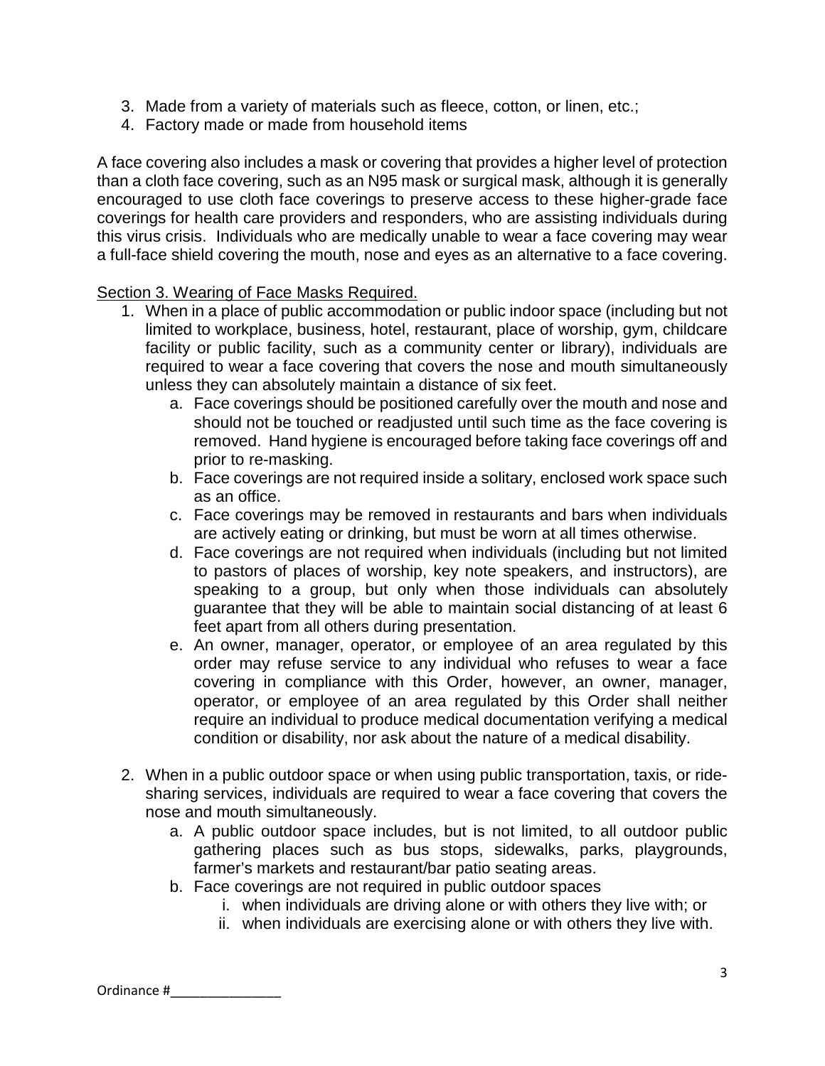3. Made from a variety of materials such as fleece, cotton, or linen, etc.;
4. Factory made or made from household items

A face covering also includes a mask or covering that provides a higher level of protection than a cloth face covering, such as an N95 mask or surgical mask, although it is generally encouraged to use cloth face coverings to preserve access to these higher-grade face coverings for health care providers and responders, who are assisting individuals during this virus crisis. Individuals who are medically unable to wear a face covering may wear a full-face shield covering the mouth, nose and eyes as an alternative to a face covering.

Section 3. Wearing of Face Masks Required.

1. When in a place of public accommodation or public indoor space (including but not limited to workplace, business, hotel, restaurant, place of worship, gym, childcare facility or public facility, such as a community center or library), individuals are required to wear a face covering that covers the nose and mouth simultaneously unless they can absolutely maintain a distance of six feet.
    a. Face coverings should be positioned carefully over the mouth and nose and should not be touched or readjusted until such time as the face covering is removed. Hand hygiene is encouraged before taking face coverings off and prior to re-masking.
    b. Face coverings are not required inside a solitary, enclosed work space such as an office.
    c. Face coverings may be removed in restaurants and bars when individuals are actively eating or drinking, but must be worn at all times otherwise.
    d. Face coverings are not required when individuals (including but not limited to pastors of places of worship, key note speakers, and instructors), are speaking to a group, but only when those individuals can absolutely guarantee that they will be able to maintain social distancing of at least 6 feet apart from all others during presentation.
    e. An owner, manager, operator, or employee of an area regulated by this order may refuse service to any individual who refuses to wear a face covering in compliance with this Order, however, an owner, manager, operator, or employee of an area regulated by this Order shall neither require an individual to produce medical documentation verifying a medical condition or disability, nor ask about the nature of a medical disability.

2. When in a public outdoor space or when using public transportation, taxis, or ride-sharing services, individuals are required to wear a face covering that covers the nose and mouth simultaneously.
    a. A public outdoor space includes, but is not limited, to all outdoor public gathering places such as bus stops, sidewalks, parks, playgrounds, farmer's markets and restaurant/bar patio seating areas.
    b. Face coverings are not required in public outdoor spaces
        i. when individuals are driving alone or with others they live with; or
        ii. when individuals are exercising alone or with others they live with.

Ordinance #_______________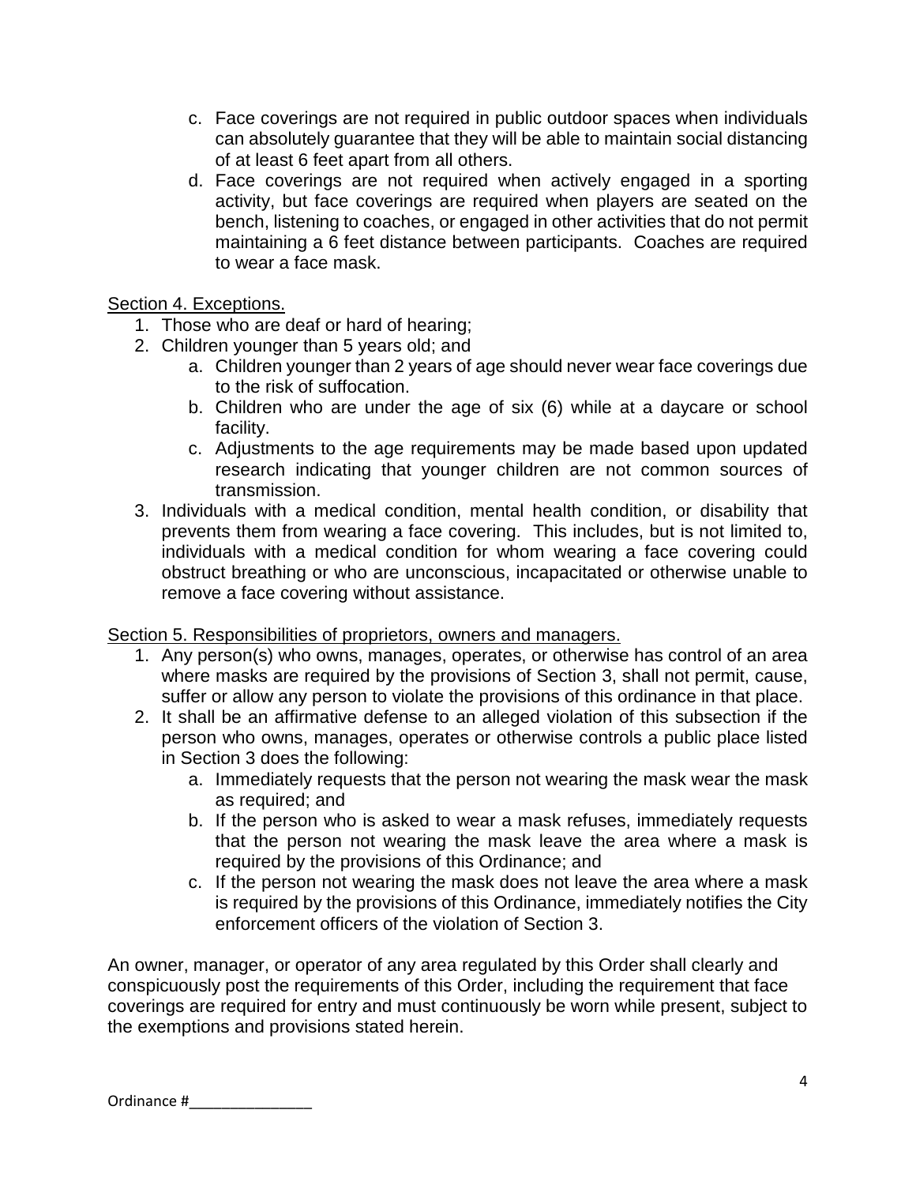c. Face coverings are not required in public outdoor spaces when individuals can absolutely guarantee that they will be able to maintain social distancing of at least 6 feet apart from all others.
d. Face coverings are not required when actively engaged in a sporting activity, but face coverings are required when players are seated on the bench, listening to coaches, or engaged in other activities that do not permit maintaining a 6 feet distance between participants. Coaches are required to wear a face mask.

<u>Section 4. Exceptions.</u>

1. Those who are deaf or hard of hearing;
2. Children younger than 5 years old; and
   a. Children younger than 2 years of age should never wear face coverings due to the risk of suffocation.
   b. Children who are under the age of six (6) while at a daycare or school facility.
   c. Adjustments to the age requirements may be made based upon updated research indicating that younger children are not common sources of transmission.
3. Individuals with a medical condition, mental health condition, or disability that prevents them from wearing a face covering. This includes, but is not limited to, individuals with a medical condition for whom wearing a face covering could obstruct breathing or who are unconscious, incapacitated or otherwise unable to remove a face covering without assistance.

<u>Section 5. Responsibilities of proprietors, owners and managers.</u>

1. Any person(s) who owns, manages, operates, or otherwise has control of an area where masks are required by the provisions of Section 3, shall not permit, cause, suffer or allow any person to violate the provisions of this ordinance in that place.
2. It shall be an affirmative defense to an alleged violation of this subsection if the person who owns, manages, operates or otherwise controls a public place listed in Section 3 does the following:
   a. Immediately requests that the person not wearing the mask wear the mask as required; and
   b. If the person who is asked to wear a mask refuses, immediately requests that the person not wearing the mask leave the area where a mask is required by the provisions of this Ordinance; and
   c. If the person not wearing the mask does not leave the area where a mask is required by the provisions of this Ordinance, immediately notifies the City enforcement officers of the violation of Section 3.

An owner, manager, or operator of any area regulated by this Order shall clearly and conspicuously post the requirements of this Order, including the requirement that face coverings are required for entry and must continuously be worn while present, subject to the exemptions and provisions stated herein.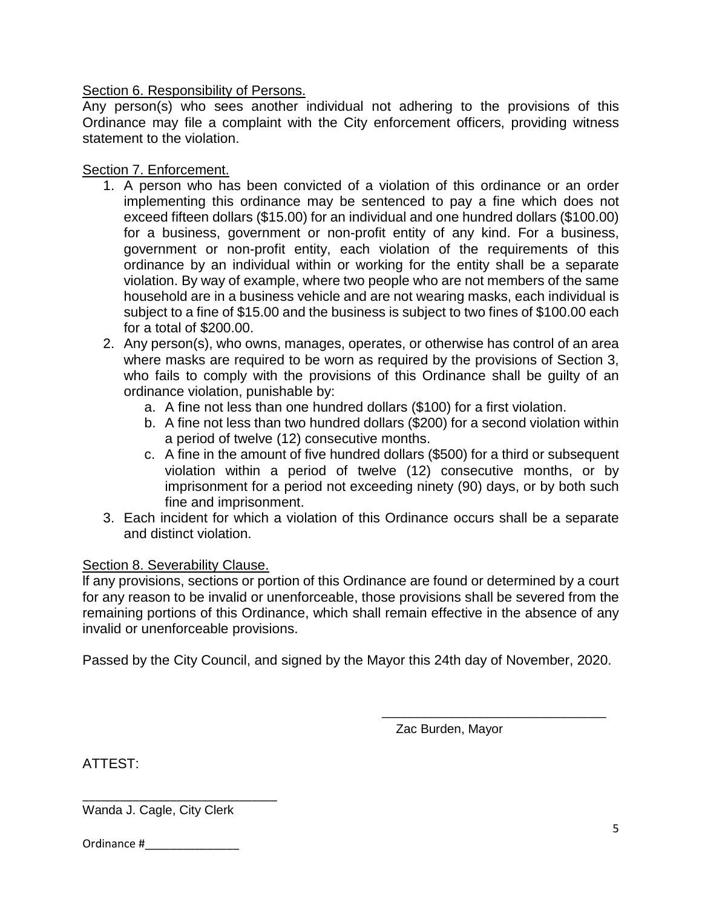Section 6. Responsibility of Persons.

Any person(s) who sees another individual not adhering to the provisions of this Ordinance may file a complaint with the City enforcement officers, providing witness statement to the violation.

Section 7. Enforcement.

1. A person who has been convicted of a violation of this ordinance or an order implementing this ordinance may be sentenced to pay a fine which does not exceed fifteen dollars ($15.00) for an individual and one hundred dollars ($100.00) for a business, government or non-profit entity of any kind. For a business, government or non-profit entity, each violation of the requirements of this ordinance by an individual within or working for the entity shall be a separate violation. By way of example, where two people who are not members of the same household are in a business vehicle and are not wearing masks, each individual is subject to a fine of $15.00 and the business is subject to two fines of $100.00 each for a total of $200.00.
2. Any person(s), who owns, manages, operates, or otherwise has control of an area where masks are required to be worn as required by the provisions of Section 3, who fails to comply with the provisions of this Ordinance shall be guilty of an ordinance violation, punishable by:
   a. A fine not less than one hundred dollars ($100) for a first violation.
   b. A fine not less than two hundred dollars ($200) for a second violation within a period of twelve (12) consecutive months.
   c. A fine in the amount of five hundred dollars ($500) for a third or subsequent violation within a period of twelve (12) consecutive months, or by imprisonment for a period not exceeding ninety (90) days, or by both such fine and imprisonment.
3. Each incident for which a violation of this Ordinance occurs shall be a separate and distinct violation.

Section 8. Severability Clause.

If any provisions, sections or portion of this Ordinance are found or determined by a court for any reason to be invalid or unenforceable, those provisions shall be severed from the remaining portions of this Ordinance, which shall remain effective in the absence of any invalid or unenforceable provisions.

Passed by the City Council, and signed by the Mayor this 24th day of November, 2020.

_______________________________
Zac Burden, Mayor

ATTEST:

___________________________
Wanda J. Cagle, City Clerk

Ordinance #_______________